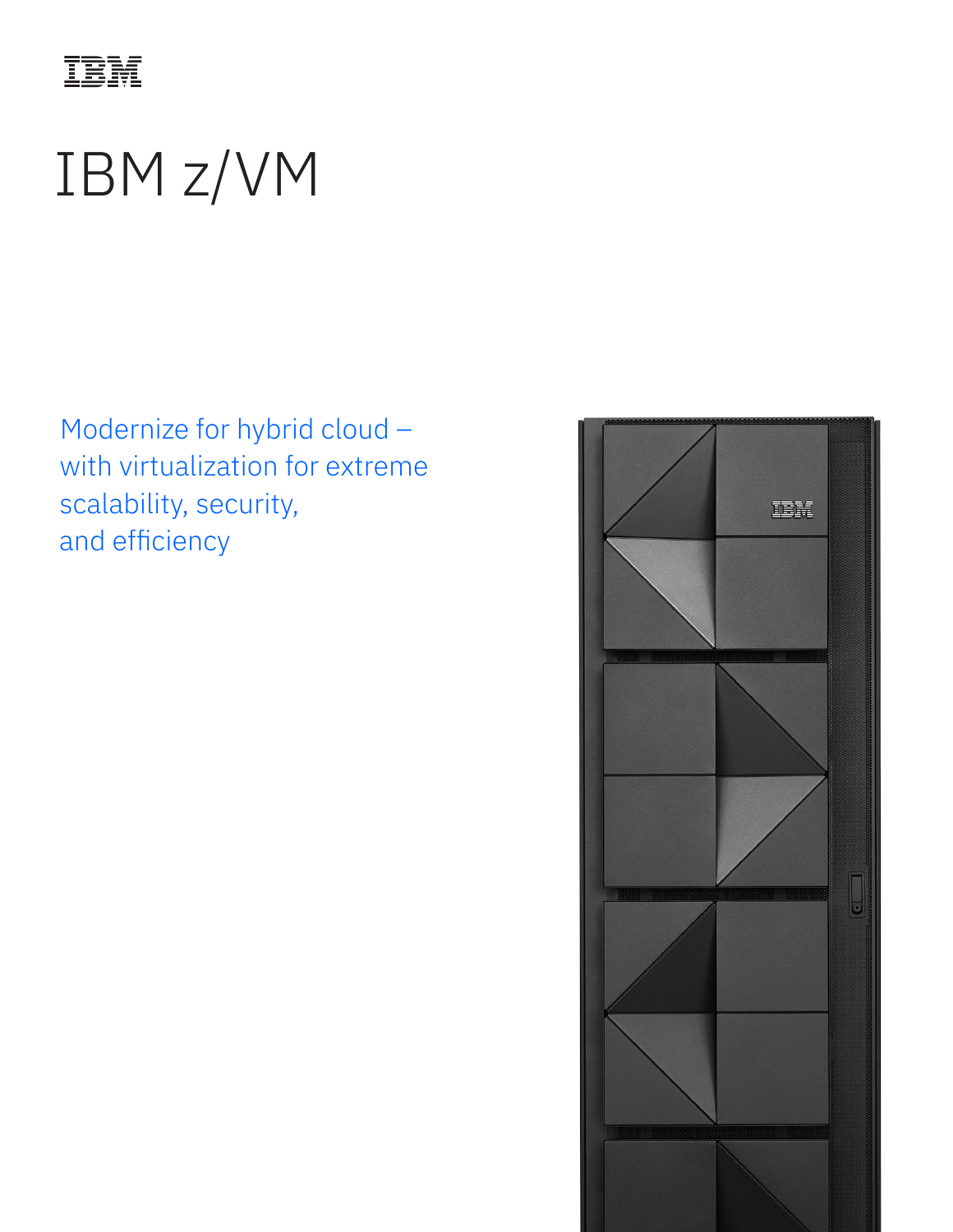# IBM z/VM

Modernize for hybrid cloud – with virtualization for extreme scalability, security, and efficiency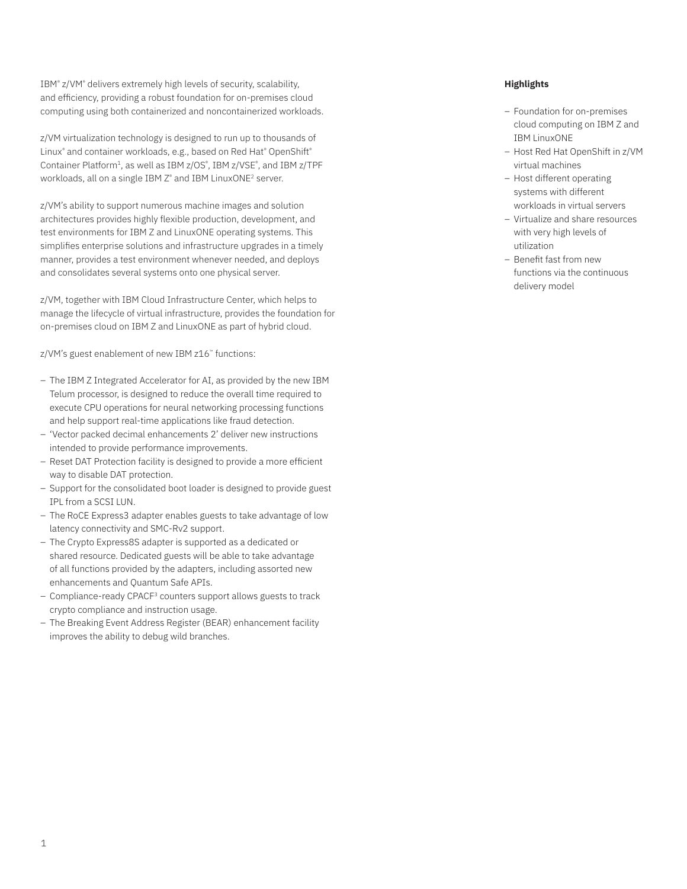IBM® z/VM® delivers extremely high levels of security, scalability, and efficiency, providing a robust foundation for on-premises cloud computing using both containerized and noncontainerized workloads.

z/VM virtualization technology is designed to run up to thousands of Linux® and container workloads, e.g., based on Red Hat® OpenShift® Container Platform[1], as well as IBM z/OS®, IBM z/VSE®, and IBM z/TPF workloads, all on a single IBM Z® and IBM LinuxONE[2] server.

z/VM's ability to support numerous machine images and solution architectures provides highly flexible production, development, and test environments for IBM Z and LinuxONE operating systems. This simplifies enterprise solutions and infrastructure upgrades in a timely manner, provides a test environment whenever needed, and deploys and consolidates several systems onto one physical server.

z/VM, together with IBM Cloud Infrastructure Center, which helps to manage the lifecycle of virtual infrastructure, provides the foundation for on-premises cloud on IBM Z and LinuxONE as part of hybrid cloud.

z/VM's guest enablement of new IBM z16™ functions:

- The IBM Z Integrated Accelerator for AI, as provided by the new IBM Telum processor, is designed to reduce the overall time required to execute CPU operations for neural networking processing functions and help support real-time applications like fraud detection.
- 'Vector packed decimal enhancements 2' deliver new instructions intended to provide performance improvements.
- Reset DAT Protection facility is designed to provide a more efficient way to disable DAT protection.
- Support for the consolidated boot loader is designed to provide guest IPL from a SCSI LUN.
- The RoCE Express3 adapter enables guests to take advantage of low latency connectivity and SMC-Rv2 support.
- The Crypto Express8S adapter is supported as a dedicated or shared resource. Dedicated guests will be able to take advantage of all functions provided by the adapters, including assorted new enhancements and Quantum Safe APIs.
- Compliance-ready CPACF[3] counters support allows guests to track crypto compliance and instruction usage.
- The Breaking Event Address Register (BEAR) enhancement facility improves the ability to debug wild branches.

**Highlights**

- Foundation for on-premises cloud computing on IBM Z and IBM LinuxONE
- Host Red Hat OpenShift in z/VM virtual machines
- Host different operating systems with different workloads in virtual servers
- Virtualize and share resources with very high levels of utilization
- Benefit fast from new functions via the continuous delivery model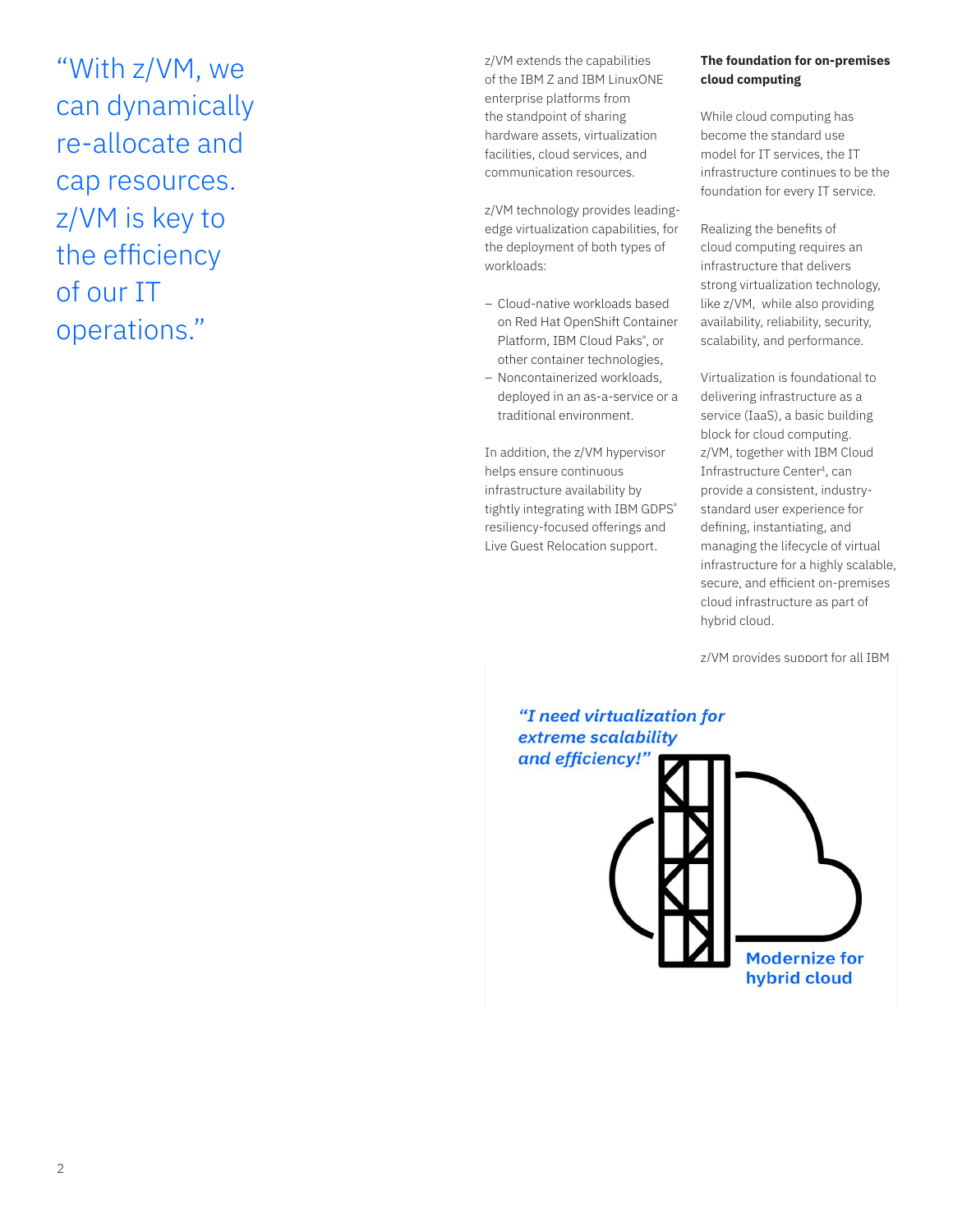> "With z/VM, we can dynamically re-allocate and cap resources. z/VM is key to the efficiency of our IT operations."

z/VM extends the capabilities of the IBM Z and IBM LinuxONE enterprise platforms from the standpoint of sharing hardware assets, virtualization facilities, cloud services, and communication resources.

z/VM technology provides leading-edge virtualization capabilities, for the deployment of both types of workloads:

- Cloud-native workloads based on Red Hat OpenShift Container Platform, IBM Cloud Paks®, or other container technologies,
- Noncontainerized workloads, deployed in an as-a-service or a traditional environment.

In addition, the z/VM hypervisor helps ensure continuous infrastructure availability by tightly integrating with IBM GDPS® resiliency-focused offerings and Live Guest Relocation support.

**The foundation for on-premises cloud computing**

While cloud computing has become the standard use model for IT services, the IT infrastructure continues to be the foundation for every IT service.

Realizing the benefits of cloud computing requires an infrastructure that delivers strong virtualization technology, like z/VM, while also providing availability, reliability, security, scalability, and performance.

Virtualization is foundational to delivering infrastructure as a service (IaaS), a basic building block for cloud computing. z/VM, together with IBM Cloud Infrastructure Center[4], can provide a consistent, industry-standard user experience for defining, instantiating, and managing the lifecycle of virtual infrastructure for a highly scalable, secure, and efficient on-premises cloud infrastructure as part of hybrid cloud.

z/VM provides support for all IBM

*"I need virtualization for extreme scalability and efficiency!"*

**Modernize for hybrid cloud**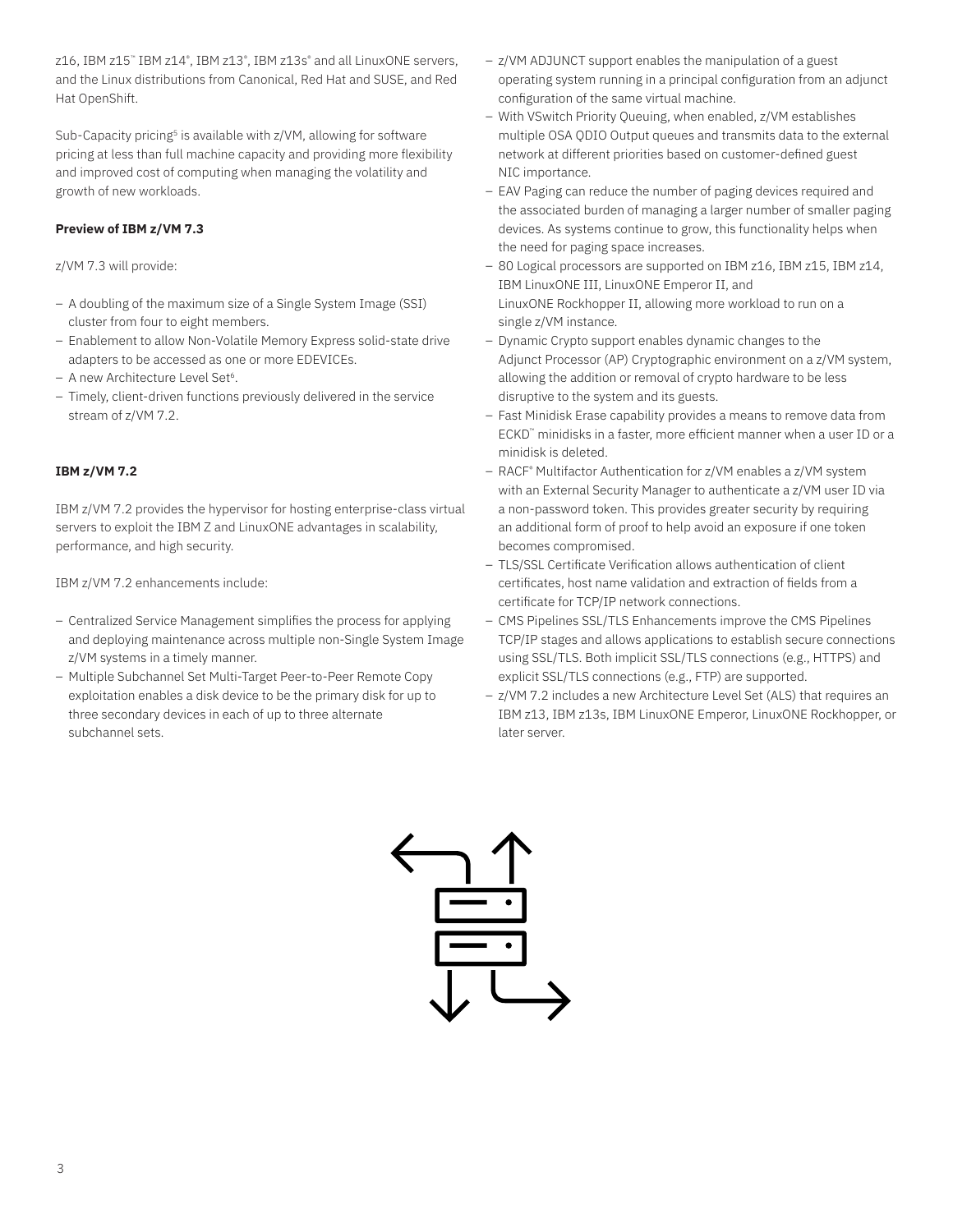z16, IBM z15™ IBM z14®, IBM z13®, IBM z13s® and all LinuxONE servers, and the Linux distributions from Canonical, Red Hat and SUSE, and Red Hat OpenShift.

Sub-Capacity pricing[5] is available with z/VM, allowing for software pricing at less than full machine capacity and providing more flexibility and improved cost of computing when managing the volatility and growth of new workloads.

**Preview of IBM z/VM 7.3**

z/VM 7.3 will provide:

- A doubling of the maximum size of a Single System Image (SSI) cluster from four to eight members.
- Enablement to allow Non-Volatile Memory Express solid-state drive adapters to be accessed as one or more EDEVICEs.
- A new Architecture Level Set[6].
- Timely, client-driven functions previously delivered in the service stream of z/VM 7.2.

**IBM z/VM 7.2**

IBM z/VM 7.2 provides the hypervisor for hosting enterprise-class virtual servers to exploit the IBM Z and LinuxONE advantages in scalability, performance, and high security.

IBM z/VM 7.2 enhancements include:

- Centralized Service Management simplifies the process for applying and deploying maintenance across multiple non-Single System Image z/VM systems in a timely manner.
- Multiple Subchannel Set Multi-Target Peer-to-Peer Remote Copy exploitation enables a disk device to be the primary disk for up to three secondary devices in each of up to three alternate subchannel sets.
- z/VM ADJUNCT support enables the manipulation of a guest operating system running in a principal configuration from an adjunct configuration of the same virtual machine.
- With VSwitch Priority Queuing, when enabled, z/VM establishes multiple OSA QDIO Output queues and transmits data to the external network at different priorities based on customer-defined guest NIC importance.
- EAV Paging can reduce the number of paging devices required and the associated burden of managing a larger number of smaller paging devices. As systems continue to grow, this functionality helps when the need for paging space increases.
- 80 Logical processors are supported on IBM z16, IBM z15, IBM z14, IBM LinuxONE III, LinuxONE Emperor II, and LinuxONE Rockhopper II, allowing more workload to run on a single z/VM instance.
- Dynamic Crypto support enables dynamic changes to the Adjunct Processor (AP) Cryptographic environment on a z/VM system, allowing the addition or removal of crypto hardware to be less disruptive to the system and its guests.
- Fast Minidisk Erase capability provides a means to remove data from ECKD™ minidisks in a faster, more efficient manner when a user ID or a minidisk is deleted.
- RACF® Multifactor Authentication for z/VM enables a z/VM system with an External Security Manager to authenticate a z/VM user ID via a non-password token. This provides greater security by requiring an additional form of proof to help avoid an exposure if one token becomes compromised.
- TLS/SSL Certificate Verification allows authentication of client certificates, host name validation and extraction of fields from a certificate for TCP/IP network connections.
- CMS Pipelines SSL/TLS Enhancements improve the CMS Pipelines TCP/IP stages and allows applications to establish secure connections using SSL/TLS. Both implicit SSL/TLS connections (e.g., HTTPS) and explicit SSL/TLS connections (e.g., FTP) are supported.
- z/VM 7.2 includes a new Architecture Level Set (ALS) that requires an IBM z13, IBM z13s, IBM LinuxONE Emperor, LinuxONE Rockhopper, or later server.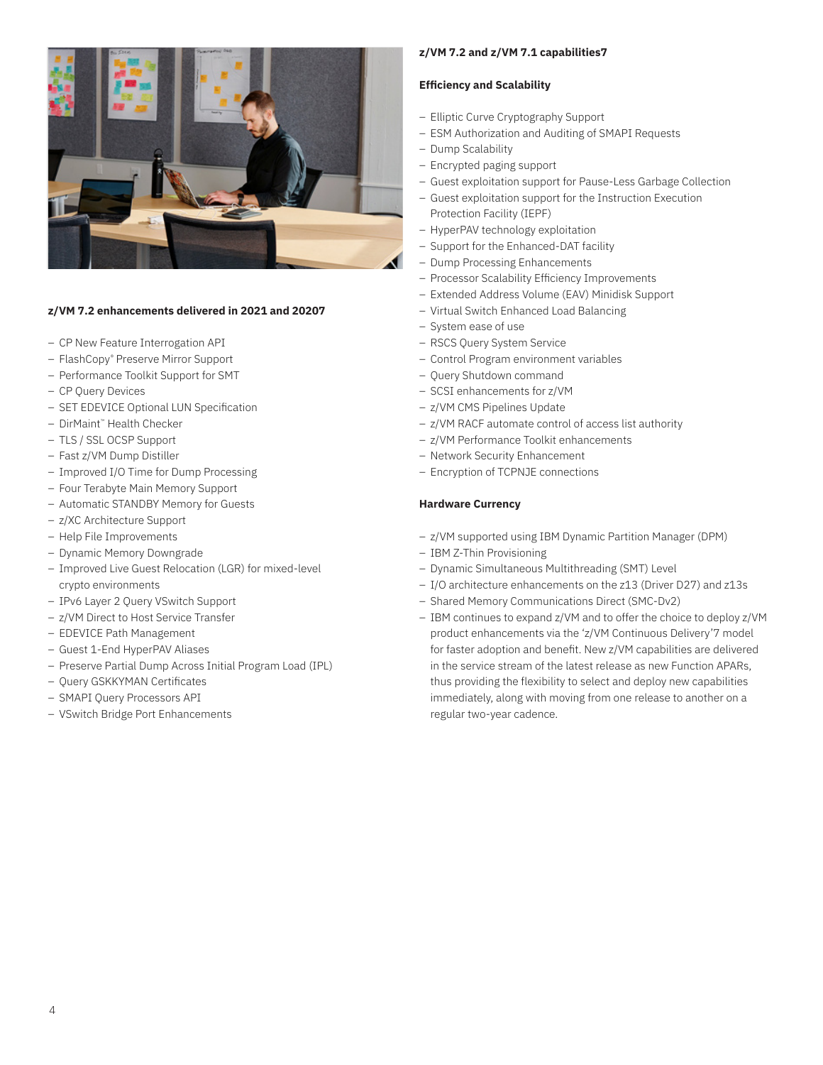## z/VM 7.2 enhancements delivered in 2021 and 2020[7]

- CP New Feature Interrogation API
- FlashCopy® Preserve Mirror Support
- Performance Toolkit Support for SMT
- CP Query Devices
- SET EDEVICE Optional LUN Specification
- DirMaint™ Health Checker
- TLS / SSL OCSP Support
- Fast z/VM Dump Distiller
- Improved I/O Time for Dump Processing
- Four Terabyte Main Memory Support
- Automatic STANDBY Memory for Guests
- z/XC Architecture Support
- Help File Improvements
- Dynamic Memory Downgrade
- Improved Live Guest Relocation (LGR) for mixed-level crypto environments
- IPv6 Layer 2 Query VSwitch Support
- z/VM Direct to Host Service Transfer
- EDEVICE Path Management
- Guest 1-End HyperPAV Aliases
- Preserve Partial Dump Across Initial Program Load (IPL)
- Query GSKKYMAN Certificates
- SMAPI Query Processors API
- VSwitch Bridge Port Enhancements

## z/VM 7.2 and z/VM 7.1 capabilities[7]

### Efficiency and Scalability

- Elliptic Curve Cryptography Support
- ESM Authorization and Auditing of SMAPI Requests
- Dump Scalability
- Encrypted paging support
- Guest exploitation support for Pause-Less Garbage Collection
- Guest exploitation support for the Instruction Execution Protection Facility (IEPF)
- HyperPAV technology exploitation
- Support for the Enhanced-DAT facility
- Dump Processing Enhancements
- Processor Scalability Efficiency Improvements
- Extended Address Volume (EAV) Minidisk Support
- Virtual Switch Enhanced Load Balancing
- System ease of use
- RSCS Query System Service
- Control Program environment variables
- Query Shutdown command
- SCSI enhancements for z/VM
- z/VM CMS Pipelines Update
- z/VM RACF automate control of access list authority
- z/VM Performance Toolkit enhancements
- Network Security Enhancement
- Encryption of TCPNJE connections

### Hardware Currency

- z/VM supported using IBM Dynamic Partition Manager (DPM)
- IBM Z-Thin Provisioning
- Dynamic Simultaneous Multithreading (SMT) Level
- I/O architecture enhancements on the z13 (Driver D27) and z13s
- Shared Memory Communications Direct (SMC-Dv2)
- IBM continues to expand z/VM and to offer the choice to deploy z/VM product enhancements via the 'z/VM Continuous Delivery'[7] model for faster adoption and benefit. New z/VM capabilities are delivered in the service stream of the latest release as new Function APARs, thus providing the flexibility to select and deploy new capabilities immediately, along with moving from one release to another on a regular two-year cadence.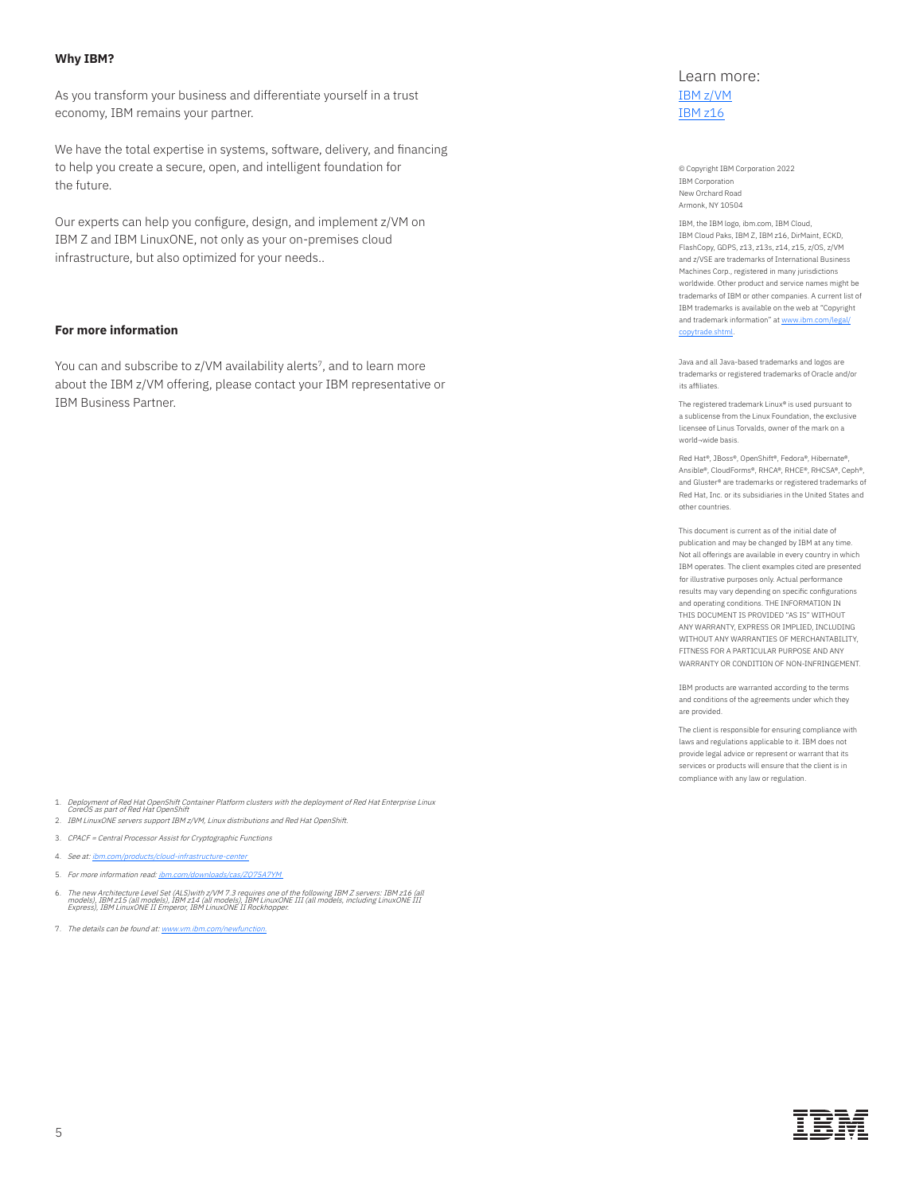**Why IBM?**

As you transform your business and differentiate yourself in a trust economy, IBM remains your partner.

We have the total expertise in systems, software, delivery, and financing to help you create a secure, open, and intelligent foundation for the future.

Our experts can help you configure, design, and implement z/VM on IBM Z and IBM LinuxONE, not only as your on-premises cloud infrastructure, but also optimized for your needs..

**For more information**

You can and subscribe to z/VM availability alerts[7], and to learn more about the IBM z/VM offering, please contact your IBM representative or IBM Business Partner.

1. *Deployment of Red Hat OpenShift Container Platform clusters with the deployment of Red Hat Enterprise Linux CoreOS as part of Red Hat OpenShift*
2. *IBM LinuxONE servers support IBM z/VM, Linux distributions and Red Hat OpenShift.*
3. *CPACF = Central Processor Assist for Cryptographic Functions*
4. *See at: ibm.com/products/cloud-infrastructure-center*
5. *For more information read: ibm.com/downloads/cas/ZQ75A7YM*
6. *The new Architecture Level Set (ALS)with z/VM 7.3 requires one of the following IBM Z servers: IBM z16 (all models), IBM z15 (all models), IBM z14 (all models), IBM LinuxONE III (all models, including LinuxONE III Express), IBM LinuxONE II Emperor, IBM LinuxONE II Rockhopper.*
7. *The details can be found at: www.vm.ibm.com/newfunction.*

Learn more:
[IBM z/VM]
[IBM z16]

© Copyright IBM Corporation 2022
IBM Corporation
New Orchard Road
Armonk, NY 10504

IBM, the IBM logo, ibm.com, IBM Cloud, IBM Cloud Paks, IBM Z, IBM z16, DirMaint, ECKD, FlashCopy, GDPS, z13, z13s, z14, z15, z/OS, z/VM and z/VSE are trademarks of International Business Machines Corp., registered in many jurisdictions worldwide. Other product and service names might be trademarks of IBM or other companies. A current list of IBM trademarks is available on the web at "Copyright and trademark information" at www.ibm.com/legal/copytrade.shtml.

Java and all Java-based trademarks and logos are trademarks or registered trademarks of Oracle and/or its affiliates.

The registered trademark Linux® is used pursuant to a sublicense from the Linux Foundation, the exclusive licensee of Linus Torvalds, owner of the mark on a world¬wide basis.

Red Hat®, JBoss®, OpenShift®, Fedora®, Hibernate®, Ansible®, CloudForms®, RHCA®, RHCE®, RHCSA®, Ceph®, and Gluster® are trademarks or registered trademarks of Red Hat, Inc. or its subsidiaries in the United States and other countries.

This document is current as of the initial date of publication and may be changed by IBM at any time. Not all offerings are available in every country in which IBM operates. The client examples cited are presented for illustrative purposes only. Actual performance results may vary depending on specific configurations and operating conditions. THE INFORMATION IN THIS DOCUMENT IS PROVIDED "AS IS" WITHOUT ANY WARRANTY, EXPRESS OR IMPLIED, INCLUDING WITHOUT ANY WARRANTIES OF MERCHANTABILITY, FITNESS FOR A PARTICULAR PURPOSE AND ANY WARRANTY OR CONDITION OF NON-INFRINGEMENT.

IBM products are warranted according to the terms and conditions of the agreements under which they are provided.

The client is responsible for ensuring compliance with laws and regulations applicable to it. IBM does not provide legal advice or represent or warrant that its services or products will ensure that the client is in compliance with any law or regulation.